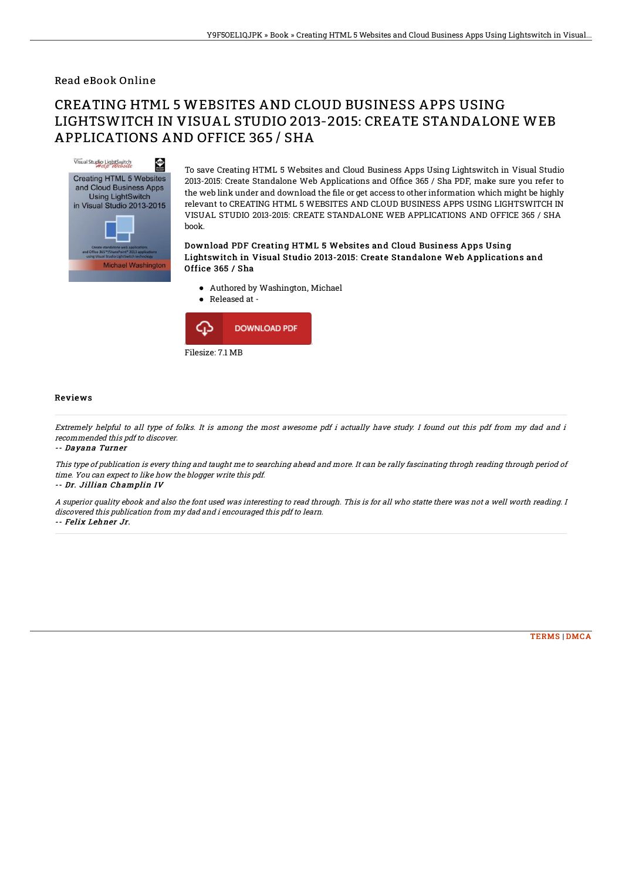Read eBook Online

# CREATING HTML 5 WEBSITES AND CLOUD BUSINESS APPS USING LIGHTSWITCH IN VISUAL STUDIO 2013-2015: CREATE STANDALONE WEB APPLICATIONS AND OFFICE 365 / SHA

To save Creating HTML 5 Websites and Cloud Business Apps Using Lightswitch in Visual Studio 2013-2015: Create Standalone Web Applications and Office 365 / Sha PDF, make sure you refer to the web link under and download the file or get access to other information which might be highly relevant to CREATING HTML 5 WEBSITES AND CLOUD BUSINESS APPS USING LIGHTSWITCH IN VISUAL STUDIO 2013-2015: CREATE STANDALONE WEB APPLICATIONS AND OFFICE 365 / SHA book.

### Download PDF Creating HTML 5 Websites and Cloud Business Apps Using Lightswitch in Visual Studio 2013-2015: Create Standalone Web Applications and Office 365 / Sha

- Authored by Washington, Michael
- Released at -

DOWNLOAD PDF

Filesize: 7.1 MB

## Reviews

*Extremely helpful to all type of folks. It is among the most awesome pdf i actually have study. I found out this pdf from my dad and i recommended this pdf to discover.*

*-- Dayana Turner*

*This type of publication is every thing and taught me to searching ahead and more. It can be rally fascinating throgh reading through period of time. You can expect to like how the blogger write this pdf.*

*-- Dr. Jillian Champlin IV*

*A superior quality ebook and also the font used was interesting to read through. This is for all who statte there was not a well worth reading. I discovered this publication from my dad and i encouraged this pdf to learn.*

*-- Felix Lehner Jr.*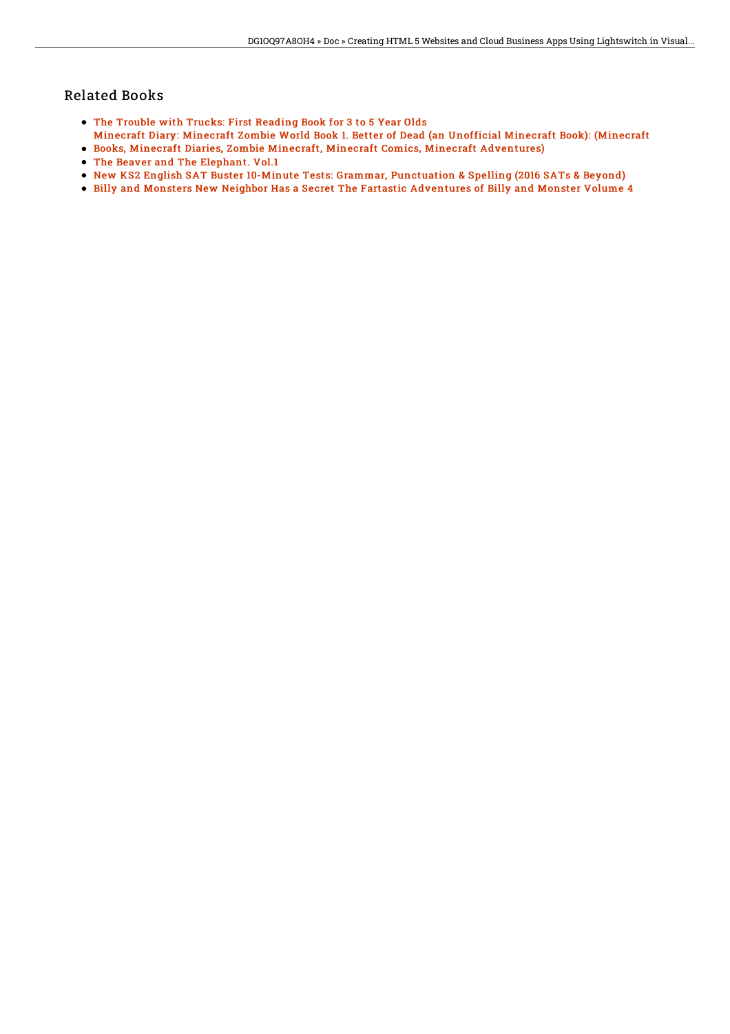## Related Books

- The Trouble with Trucks: First Reading Book for 3 to 5 Year Olds
- Minecraft Diary: Minecraft Zombie World Book 1. Better of Dead (an Unofficial Minecraft Book): (Minecraft Books, Minecraft Diaries, Zombie Minecraft, Minecraft Comics, Minecraft Adventures)
- The Beaver and The Elephant. Vol.1
- New KS2 English SAT Buster 10-Minute Tests: Grammar, Punctuation & Spelling (2016 SATs & Beyond)
- Billy and Monsters New Neighbor Has a Secret The Fartastic Adventures of Billy and Monster Volume 4